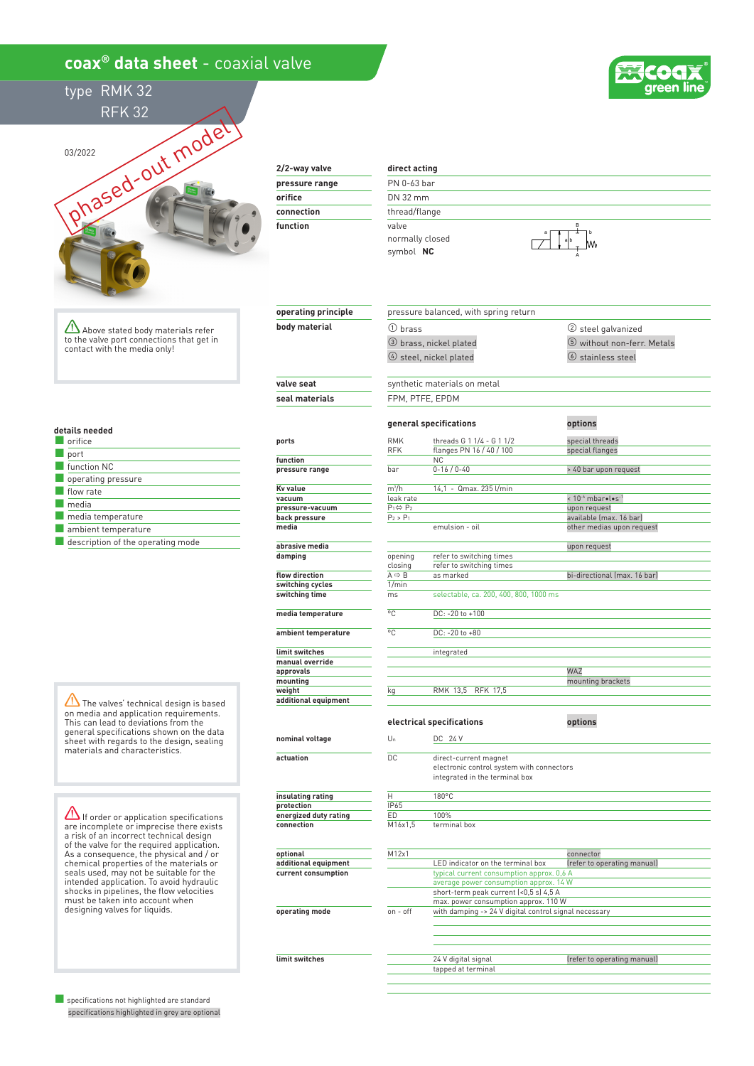# coax® data sheet - coaxial valve

## type RMK 32
## RFK 32

03/2022

phased-out model

| 2/2-way valve | direct acting |
|---|---|
| pressure range | PN 0-63 bar |
| orifice | DN 32 mm |
| connection | thread/flange |
| function | valve<br>normally closed<br>symbol **NC** |

| operating principle | pressure balanced, with spring return | |
|---|---|---|
| body material | ① brass | ② steel galvanized |
| | ③ brass, nickel plated | ⑤ without non-ferr. Metals |
| | ④ steel, nickel plated | ⑥ stainless steel |
| valve seat | synthetic materials on metal | |
| seal materials | FPM, PTFE, EPDM | |

Above stated body materials refer to the valve port connections that get in contact with the media only!

**details needed**

- orifice
- port
- function NC
- operating pressure
- flow rate
- media
- media temperature
- ambient temperature
- description of the operating mode

### general specifications

| | | | options |
|---|---|---|---|
| ports | RMK | threads G 1 1/4 - G 1 1/2 | special threads |
| | RFK | flanges PN 16 / 40 / 100 | special flanges |
| function | | NC | |
| pressure range | bar | 0-16 / 0-40 | > 40 bar upon request |
| Kv value | m³/h | 14,1 - Qmax. 235 l/min | |
| vacuum | leak rate | | < $10^{-6}$ mbar•l•s$^{-1}$ |
| pressure-vacuum | $P_1 \Leftrightarrow P_2$ | | upon request |
| back pressure | $P_2 > P_1$ | | available (max. 16 bar) |
| media | | emulsion - oil | other medias upon request |
| abrasive media | | | upon request |
| damping | opening | refer to switching times | |
| | closing | refer to switching times | |
| flow direction | A ⇨ B | as marked | bi-directional (max. 16 bar) |
| switching cycles | 1/min | | |
| switching time | ms | selectable, ca. 200, 400, 800, 1000 ms | |
| media temperature | °C | DC: -20 to +100 | |
| ambient temperature | °C | DC: -20 to +80 | |
| limit switches | | integrated | |
| manual override | | | |
| approvals | | | WAZ |
| mounting | | | mounting brackets |
| weight | kg | RMK 13,5 RFK 17,5 | |
| additional equipment | | | |

### electrical specifications

| | | | options |
|---|---|---|---|
| nominal voltage | $U_n$ | DC 24 V | |
| actuation | DC | direct-current magnet<br>electronic control system with connectors<br>integrated in the terminal box | |
| insulating rating | H | 180°C | |
| protection | IP65 | | |
| energized duty rating | ED | 100% | |
| connection | M16x1,5 | terminal box | |
| optional | M12x1 | | connector |
| additional equipment | | LED indicator on the terminal box | (refer to operating manual) |
| current consumption | | typical current consumption approx. 0,6 A | |
| | | average power consumption approx. 14 W | |
| | | short-term peak current (<0,5 s) 4,5 A | |
| | | max. power consumption approx. 110 W | |
| operating mode | on - off | with damping -> 24 V digital control signal necessary | |
| limit switches | | 24 V digital signal<br>tapped at terminal | (refer to operating manual) |

The valves' technical design is based on media and application requirements. This can lead to deviations from the general specifications shown on the data sheet with regards to the design, sealing materials and characteristics.

If order or application specifications are incomplete or imprecise there exists a risk of an incorrect technical design of the valve for the required application. As a consequence, the physical and / or chemical properties of the materials or seals used, may not be suitable for the intended application. To avoid hydraulic shocks in pipelines, the flow velocities must be taken into account when designing valves for liquids.

specifications not highlighted are standard
specifications highlighted in grey are optional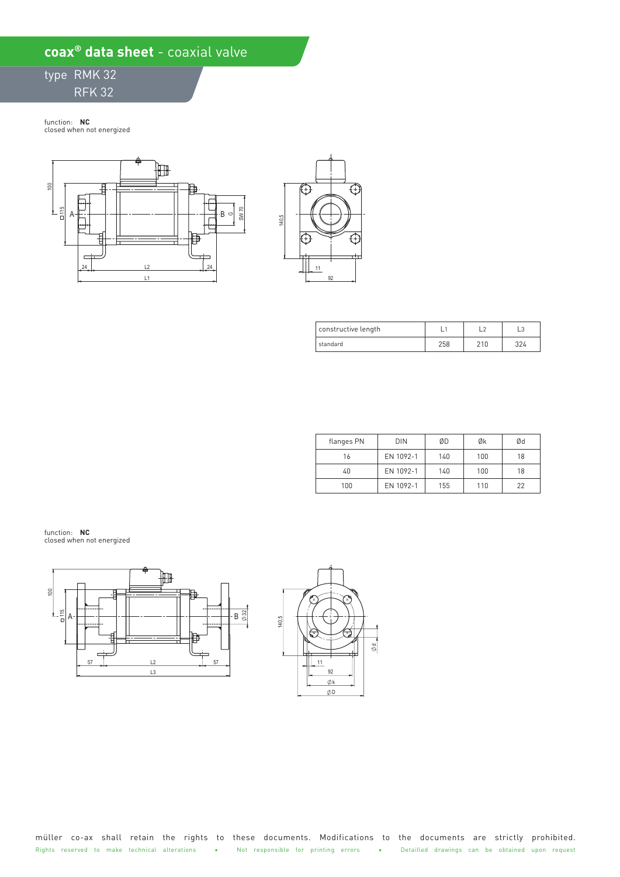# coax® data sheet - coaxial valve

## type RMK 32
## RFK 32

function: **NC**
closed when not energized

100
□ 115
A
B
G
SW 70
24
L2
24
L1
140,5
11
92

| constructive length | L1 | L2 | L3 |
|---|---|---|---|
| standard | 258 | 210 | 324 |

| flanges PN | DIN | ØD | Øk | Ød |
|---|---|---|---|---|
| 16 | EN 1092-1 | 140 | 100 | 18 |
| 40 | EN 1092-1 | 140 | 100 | 18 |
| 100 | EN 1092-1 | 155 | 110 | 22 |

function: **NC**
closed when not energized

100
□ 115
A
B
Ø 32
57
L2
57
L3
140,5
Ød
11
92
Ø k
Ø D

müller co-ax shall retain the rights to these documents. Modifications to the documents are strictly prohibited.
Rights reserved to make technical alterations • Not responsible for printing errors • Detailled drawings can be obtained upon request